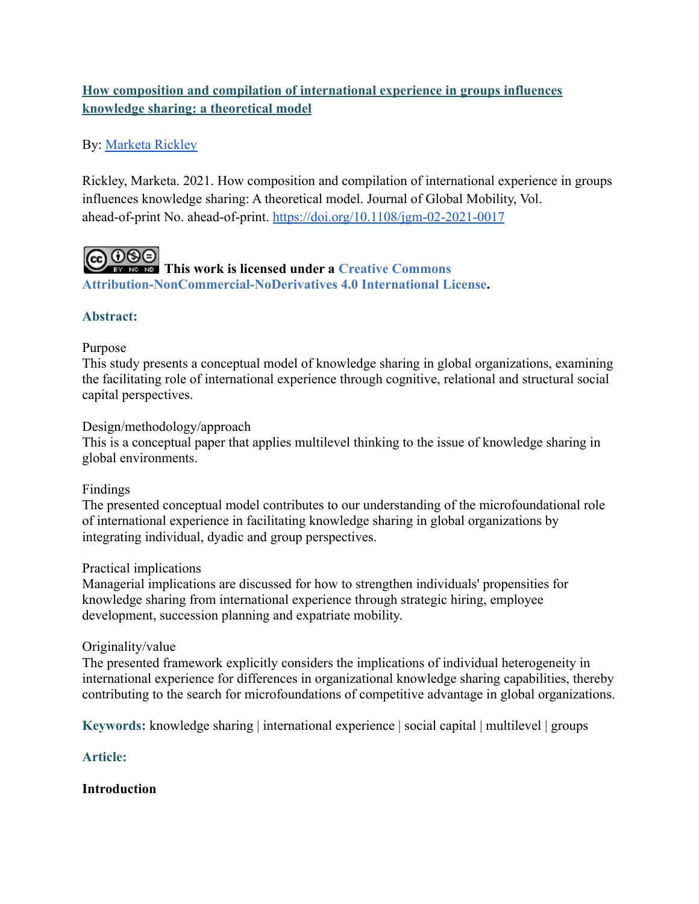# [How composition and compilation of international experience in groups influences knowledge sharing: a theoretical model]

By: [Marketa Rickley]

Rickley, Marketa. 2021. How composition and compilation of international experience in groups influences knowledge sharing: A theoretical model. Journal of Global Mobility, Vol. ahead-of-print No. ahead-of-print. https://doi.org/10.1108/jgm-02-2021-0017

**This work is licensed under a Creative Commons Attribution-NonCommercial-NoDerivatives 4.0 International License.**

## Abstract:

Purpose
This study presents a conceptual model of knowledge sharing in global organizations, examining the facilitating role of international experience through cognitive, relational and structural social capital perspectives.

Design/methodology/approach
This is a conceptual paper that applies multilevel thinking to the issue of knowledge sharing in global environments.

Findings
The presented conceptual model contributes to our understanding of the microfoundational role of international experience in facilitating knowledge sharing in global organizations by integrating individual, dyadic and group perspectives.

Practical implications
Managerial implications are discussed for how to strengthen individuals' propensities for knowledge sharing from international experience through strategic hiring, employee development, succession planning and expatriate mobility.

Originality/value
The presented framework explicitly considers the implications of individual heterogeneity in international experience for differences in organizational knowledge sharing capabilities, thereby contributing to the search for microfoundations of competitive advantage in global organizations.

**Keywords:** knowledge sharing | international experience | social capital | multilevel | groups

## Article:

### Introduction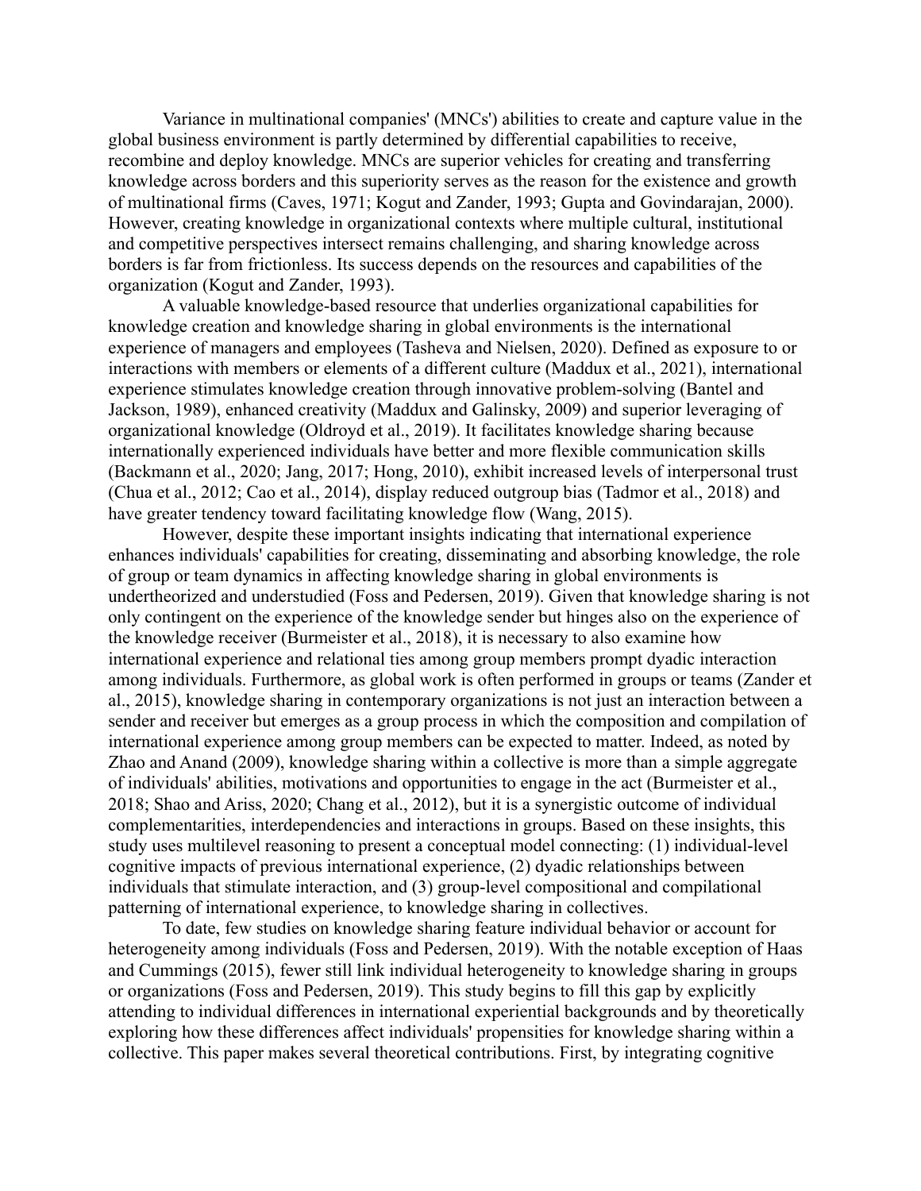Variance in multinational companies' (MNCs') abilities to create and capture value in the global business environment is partly determined by differential capabilities to receive, recombine and deploy knowledge. MNCs are superior vehicles for creating and transferring knowledge across borders and this superiority serves as the reason for the existence and growth of multinational firms (Caves, 1971; Kogut and Zander, 1993; Gupta and Govindarajan, 2000). However, creating knowledge in organizational contexts where multiple cultural, institutional and competitive perspectives intersect remains challenging, and sharing knowledge across borders is far from frictionless. Its success depends on the resources and capabilities of the organization (Kogut and Zander, 1993).

A valuable knowledge-based resource that underlies organizational capabilities for knowledge creation and knowledge sharing in global environments is the international experience of managers and employees (Tasheva and Nielsen, 2020). Defined as exposure to or interactions with members or elements of a different culture (Maddux et al., 2021), international experience stimulates knowledge creation through innovative problem-solving (Bantel and Jackson, 1989), enhanced creativity (Maddux and Galinsky, 2009) and superior leveraging of organizational knowledge (Oldroyd et al., 2019). It facilitates knowledge sharing because internationally experienced individuals have better and more flexible communication skills (Backmann et al., 2020; Jang, 2017; Hong, 2010), exhibit increased levels of interpersonal trust (Chua et al., 2012; Cao et al., 2014), display reduced outgroup bias (Tadmor et al., 2018) and have greater tendency toward facilitating knowledge flow (Wang, 2015).

However, despite these important insights indicating that international experience enhances individuals' capabilities for creating, disseminating and absorbing knowledge, the role of group or team dynamics in affecting knowledge sharing in global environments is undertheorized and understudied (Foss and Pedersen, 2019). Given that knowledge sharing is not only contingent on the experience of the knowledge sender but hinges also on the experience of the knowledge receiver (Burmeister et al., 2018), it is necessary to also examine how international experience and relational ties among group members prompt dyadic interaction among individuals. Furthermore, as global work is often performed in groups or teams (Zander et al., 2015), knowledge sharing in contemporary organizations is not just an interaction between a sender and receiver but emerges as a group process in which the composition and compilation of international experience among group members can be expected to matter. Indeed, as noted by Zhao and Anand (2009), knowledge sharing within a collective is more than a simple aggregate of individuals' abilities, motivations and opportunities to engage in the act (Burmeister et al., 2018; Shao and Ariss, 2020; Chang et al., 2012), but it is a synergistic outcome of individual complementarities, interdependencies and interactions in groups. Based on these insights, this study uses multilevel reasoning to present a conceptual model connecting: (1) individual-level cognitive impacts of previous international experience, (2) dyadic relationships between individuals that stimulate interaction, and (3) group-level compositional and compilational patterning of international experience, to knowledge sharing in collectives.

To date, few studies on knowledge sharing feature individual behavior or account for heterogeneity among individuals (Foss and Pedersen, 2019). With the notable exception of Haas and Cummings (2015), fewer still link individual heterogeneity to knowledge sharing in groups or organizations (Foss and Pedersen, 2019). This study begins to fill this gap by explicitly attending to individual differences in international experiential backgrounds and by theoretically exploring how these differences affect individuals' propensities for knowledge sharing within a collective. This paper makes several theoretical contributions. First, by integrating cognitive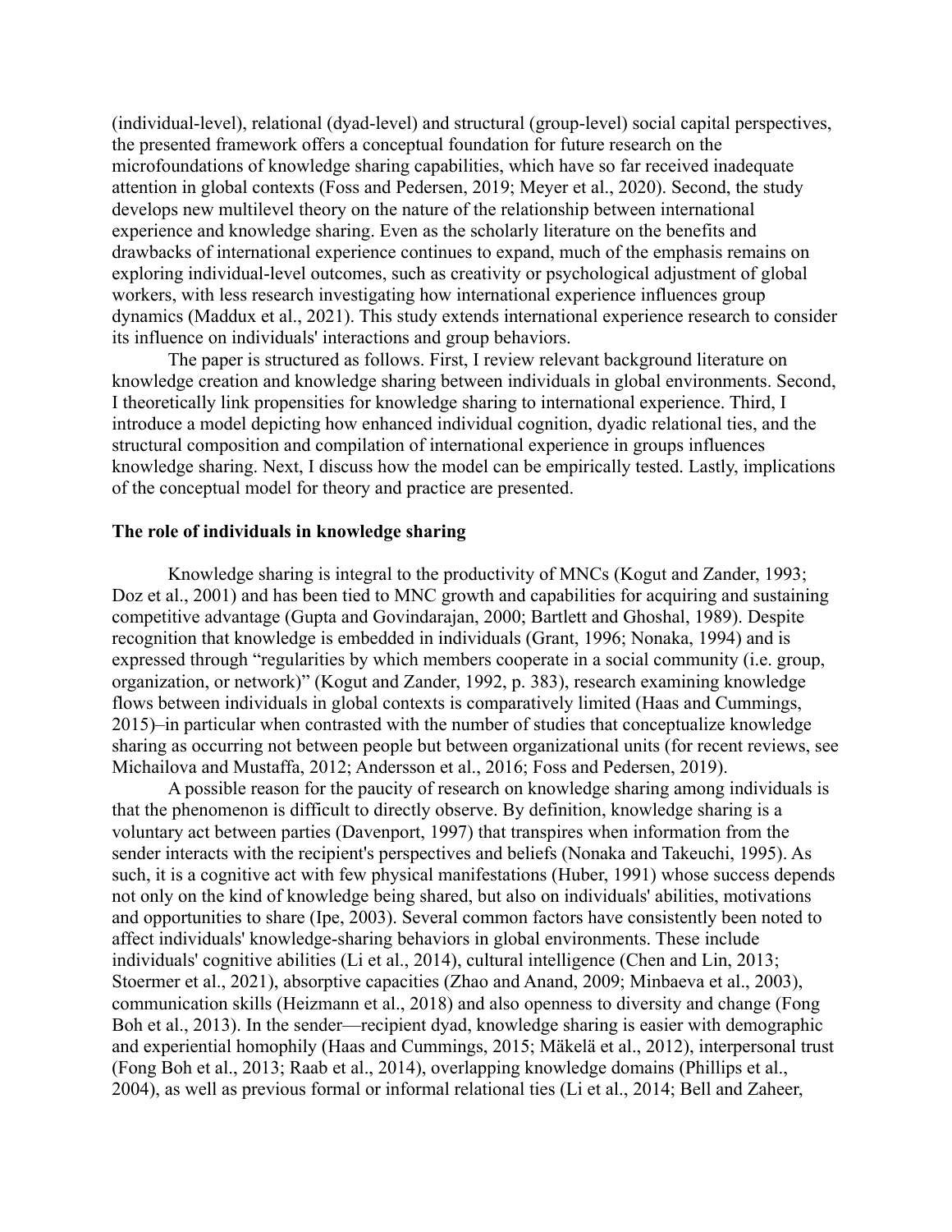(individual-level), relational (dyad-level) and structural (group-level) social capital perspectives, the presented framework offers a conceptual foundation for future research on the microfoundations of knowledge sharing capabilities, which have so far received inadequate attention in global contexts (Foss and Pedersen, 2019; Meyer et al., 2020). Second, the study develops new multilevel theory on the nature of the relationship between international experience and knowledge sharing. Even as the scholarly literature on the benefits and drawbacks of international experience continues to expand, much of the emphasis remains on exploring individual-level outcomes, such as creativity or psychological adjustment of global workers, with less research investigating how international experience influences group dynamics (Maddux et al., 2021). This study extends international experience research to consider its influence on individuals' interactions and group behaviors.

The paper is structured as follows. First, I review relevant background literature on knowledge creation and knowledge sharing between individuals in global environments. Second, I theoretically link propensities for knowledge sharing to international experience. Third, I introduce a model depicting how enhanced individual cognition, dyadic relational ties, and the structural composition and compilation of international experience in groups influences knowledge sharing. Next, I discuss how the model can be empirically tested. Lastly, implications of the conceptual model for theory and practice are presented.

## The role of individuals in knowledge sharing

Knowledge sharing is integral to the productivity of MNCs (Kogut and Zander, 1993; Doz et al., 2001) and has been tied to MNC growth and capabilities for acquiring and sustaining competitive advantage (Gupta and Govindarajan, 2000; Bartlett and Ghoshal, 1989). Despite recognition that knowledge is embedded in individuals (Grant, 1996; Nonaka, 1994) and is expressed through "regularities by which members cooperate in a social community (i.e. group, organization, or network)" (Kogut and Zander, 1992, p. 383), research examining knowledge flows between individuals in global contexts is comparatively limited (Haas and Cummings, 2015)–in particular when contrasted with the number of studies that conceptualize knowledge sharing as occurring not between people but between organizational units (for recent reviews, see Michailova and Mustaffa, 2012; Andersson et al., 2016; Foss and Pedersen, 2019).

A possible reason for the paucity of research on knowledge sharing among individuals is that the phenomenon is difficult to directly observe. By definition, knowledge sharing is a voluntary act between parties (Davenport, 1997) that transpires when information from the sender interacts with the recipient's perspectives and beliefs (Nonaka and Takeuchi, 1995). As such, it is a cognitive act with few physical manifestations (Huber, 1991) whose success depends not only on the kind of knowledge being shared, but also on individuals' abilities, motivations and opportunities to share (Ipe, 2003). Several common factors have consistently been noted to affect individuals' knowledge-sharing behaviors in global environments. These include individuals' cognitive abilities (Li et al., 2014), cultural intelligence (Chen and Lin, 2013; Stoermer et al., 2021), absorptive capacities (Zhao and Anand, 2009; Minbaeva et al., 2003), communication skills (Heizmann et al., 2018) and also openness to diversity and change (Fong Boh et al., 2013). In the sender—recipient dyad, knowledge sharing is easier with demographic and experiential homophily (Haas and Cummings, 2015; Mäkelä et al., 2012), interpersonal trust (Fong Boh et al., 2013; Raab et al., 2014), overlapping knowledge domains (Phillips et al., 2004), as well as previous formal or informal relational ties (Li et al., 2014; Bell and Zaheer,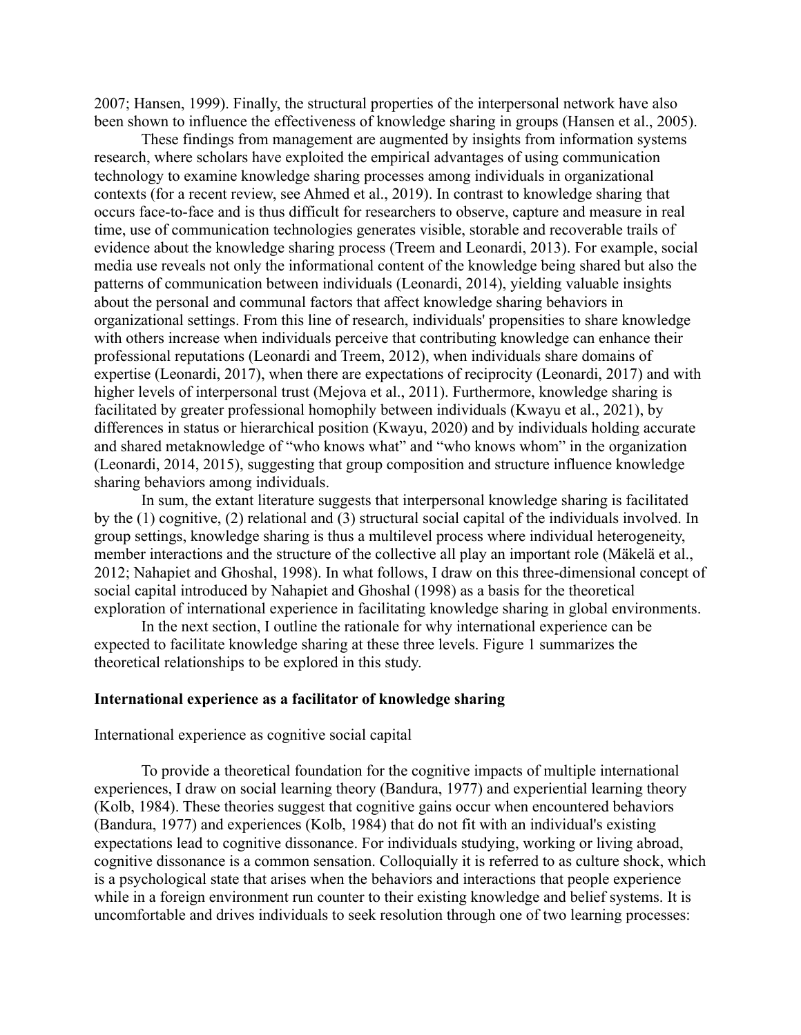2007; Hansen, 1999). Finally, the structural properties of the interpersonal network have also been shown to influence the effectiveness of knowledge sharing in groups (Hansen et al., 2005).

These findings from management are augmented by insights from information systems research, where scholars have exploited the empirical advantages of using communication technology to examine knowledge sharing processes among individuals in organizational contexts (for a recent review, see Ahmed et al., 2019). In contrast to knowledge sharing that occurs face-to-face and is thus difficult for researchers to observe, capture and measure in real time, use of communication technologies generates visible, storable and recoverable trails of evidence about the knowledge sharing process (Treem and Leonardi, 2013). For example, social media use reveals not only the informational content of the knowledge being shared but also the patterns of communication between individuals (Leonardi, 2014), yielding valuable insights about the personal and communal factors that affect knowledge sharing behaviors in organizational settings. From this line of research, individuals' propensities to share knowledge with others increase when individuals perceive that contributing knowledge can enhance their professional reputations (Leonardi and Treem, 2012), when individuals share domains of expertise (Leonardi, 2017), when there are expectations of reciprocity (Leonardi, 2017) and with higher levels of interpersonal trust (Mejova et al., 2011). Furthermore, knowledge sharing is facilitated by greater professional homophily between individuals (Kwayu et al., 2021), by differences in status or hierarchical position (Kwayu, 2020) and by individuals holding accurate and shared metaknowledge of "who knows what" and "who knows whom" in the organization (Leonardi, 2014, 2015), suggesting that group composition and structure influence knowledge sharing behaviors among individuals.

In sum, the extant literature suggests that interpersonal knowledge sharing is facilitated by the (1) cognitive, (2) relational and (3) structural social capital of the individuals involved. In group settings, knowledge sharing is thus a multilevel process where individual heterogeneity, member interactions and the structure of the collective all play an important role (Mäkelä et al., 2012; Nahapiet and Ghoshal, 1998). In what follows, I draw on this three-dimensional concept of social capital introduced by Nahapiet and Ghoshal (1998) as a basis for the theoretical exploration of international experience in facilitating knowledge sharing in global environments.

In the next section, I outline the rationale for why international experience can be expected to facilitate knowledge sharing at these three levels. Figure 1 summarizes the theoretical relationships to be explored in this study.

## International experience as a facilitator of knowledge sharing

### International experience as cognitive social capital

To provide a theoretical foundation for the cognitive impacts of multiple international experiences, I draw on social learning theory (Bandura, 1977) and experiential learning theory (Kolb, 1984). These theories suggest that cognitive gains occur when encountered behaviors (Bandura, 1977) and experiences (Kolb, 1984) that do not fit with an individual's existing expectations lead to cognitive dissonance. For individuals studying, working or living abroad, cognitive dissonance is a common sensation. Colloquially it is referred to as culture shock, which is a psychological state that arises when the behaviors and interactions that people experience while in a foreign environment run counter to their existing knowledge and belief systems. It is uncomfortable and drives individuals to seek resolution through one of two learning processes: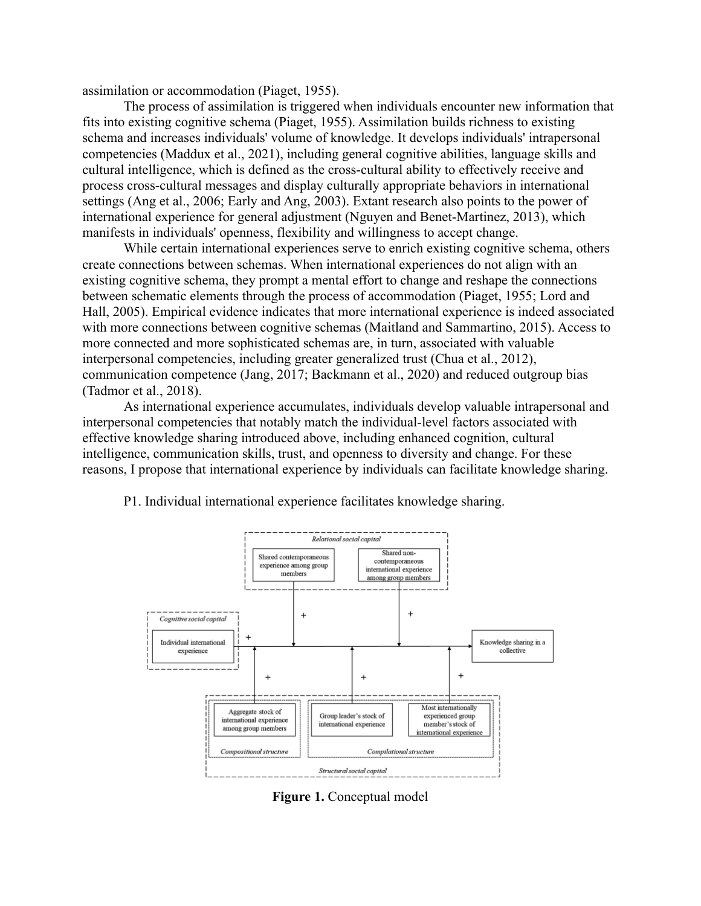assimilation or accommodation (Piaget, 1955).

The process of assimilation is triggered when individuals encounter new information that fits into existing cognitive schema (Piaget, 1955). Assimilation builds richness to existing schema and increases individuals' volume of knowledge. It develops individuals' intrapersonal competencies (Maddux et al., 2021), including general cognitive abilities, language skills and cultural intelligence, which is defined as the cross-cultural ability to effectively receive and process cross-cultural messages and display culturally appropriate behaviors in international settings (Ang et al., 2006; Early and Ang, 2003). Extant research also points to the power of international experience for general adjustment (Nguyen and Benet-Martinez, 2013), which manifests in individuals' openness, flexibility and willingness to accept change.

While certain international experiences serve to enrich existing cognitive schema, others create connections between schemas. When international experiences do not align with an existing cognitive schema, they prompt a mental effort to change and reshape the connections between schematic elements through the process of accommodation (Piaget, 1955; Lord and Hall, 2005). Empirical evidence indicates that more international experience is indeed associated with more connections between cognitive schemas (Maitland and Sammartino, 2015). Access to more connected and more sophisticated schemas are, in turn, associated with valuable interpersonal competencies, including greater generalized trust (Chua et al., 2012), communication competence (Jang, 2017; Backmann et al., 2020) and reduced outgroup bias (Tadmor et al., 2018).

As international experience accumulates, individuals develop valuable intrapersonal and interpersonal competencies that notably match the individual-level factors associated with effective knowledge sharing introduced above, including enhanced cognition, cultural intelligence, communication skills, trust, and openness to diversity and change. For these reasons, I propose that international experience by individuals can facilitate knowledge sharing.

P1. Individual international experience facilitates knowledge sharing.

*Relational social capital*: Shared contemporaneous experience among group members (+); Shared non-contemporaneous international experience among group members (+)

*Cognitive social capital*: Individual international experience → (+) Knowledge sharing in a collective

*Structural social capital*: *Compositional structure*: Aggregate stock of international experience among group members (+); *Compilational structure*: Group leader's stock of international experience (+); Most internationally experienced group member's stock of international experience (+)

**Figure 1.** Conceptual model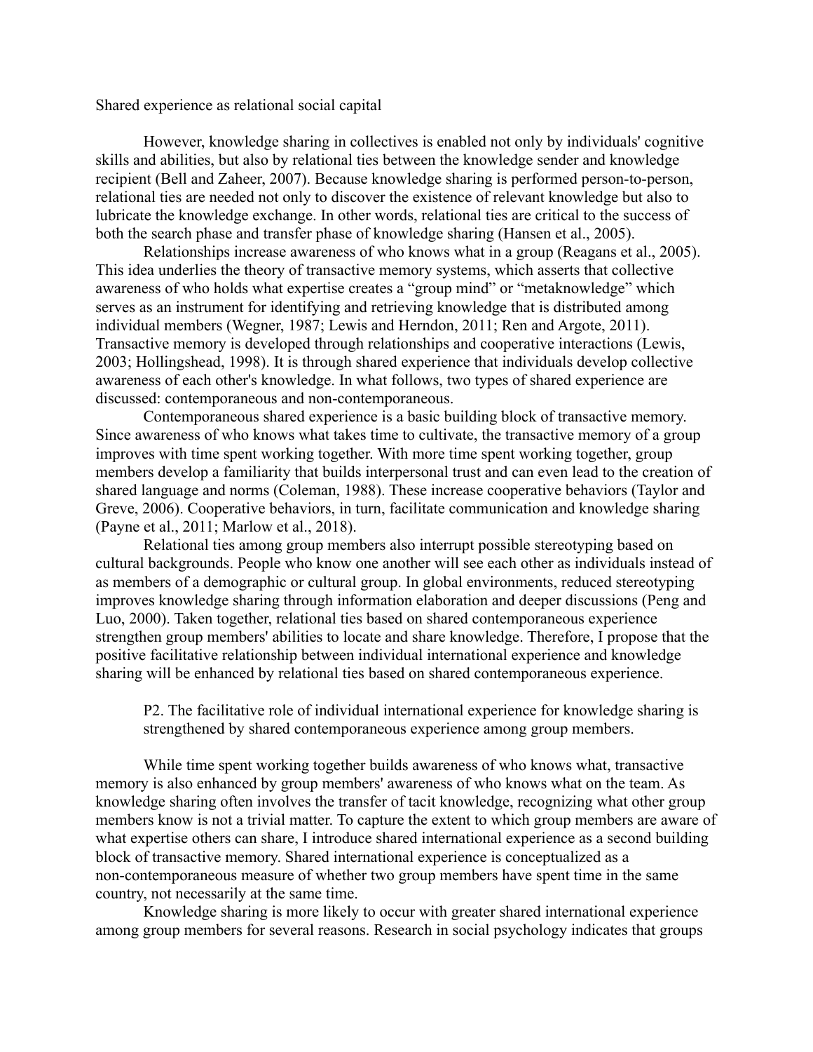## Shared experience as relational social capital

However, knowledge sharing in collectives is enabled not only by individuals' cognitive skills and abilities, but also by relational ties between the knowledge sender and knowledge recipient (Bell and Zaheer, 2007). Because knowledge sharing is performed person-to-person, relational ties are needed not only to discover the existence of relevant knowledge but also to lubricate the knowledge exchange. In other words, relational ties are critical to the success of both the search phase and transfer phase of knowledge sharing (Hansen et al., 2005).

Relationships increase awareness of who knows what in a group (Reagans et al., 2005). This idea underlies the theory of transactive memory systems, which asserts that collective awareness of who holds what expertise creates a "group mind" or "metaknowledge" which serves as an instrument for identifying and retrieving knowledge that is distributed among individual members (Wegner, 1987; Lewis and Herndon, 2011; Ren and Argote, 2011). Transactive memory is developed through relationships and cooperative interactions (Lewis, 2003; Hollingshead, 1998). It is through shared experience that individuals develop collective awareness of each other's knowledge. In what follows, two types of shared experience are discussed: contemporaneous and non-contemporaneous.

Contemporaneous shared experience is a basic building block of transactive memory. Since awareness of who knows what takes time to cultivate, the transactive memory of a group improves with time spent working together. With more time spent working together, group members develop a familiarity that builds interpersonal trust and can even lead to the creation of shared language and norms (Coleman, 1988). These increase cooperative behaviors (Taylor and Greve, 2006). Cooperative behaviors, in turn, facilitate communication and knowledge sharing (Payne et al., 2011; Marlow et al., 2018).

Relational ties among group members also interrupt possible stereotyping based on cultural backgrounds. People who know one another will see each other as individuals instead of as members of a demographic or cultural group. In global environments, reduced stereotyping improves knowledge sharing through information elaboration and deeper discussions (Peng and Luo, 2000). Taken together, relational ties based on shared contemporaneous experience strengthen group members' abilities to locate and share knowledge. Therefore, I propose that the positive facilitative relationship between individual international experience and knowledge sharing will be enhanced by relational ties based on shared contemporaneous experience.

> P2. The facilitative role of individual international experience for knowledge sharing is strengthened by shared contemporaneous experience among group members.

While time spent working together builds awareness of who knows what, transactive memory is also enhanced by group members' awareness of who knows what on the team. As knowledge sharing often involves the transfer of tacit knowledge, recognizing what other group members know is not a trivial matter. To capture the extent to which group members are aware of what expertise others can share, I introduce shared international experience as a second building block of transactive memory. Shared international experience is conceptualized as a non-contemporaneous measure of whether two group members have spent time in the same country, not necessarily at the same time.

Knowledge sharing is more likely to occur with greater shared international experience among group members for several reasons. Research in social psychology indicates that groups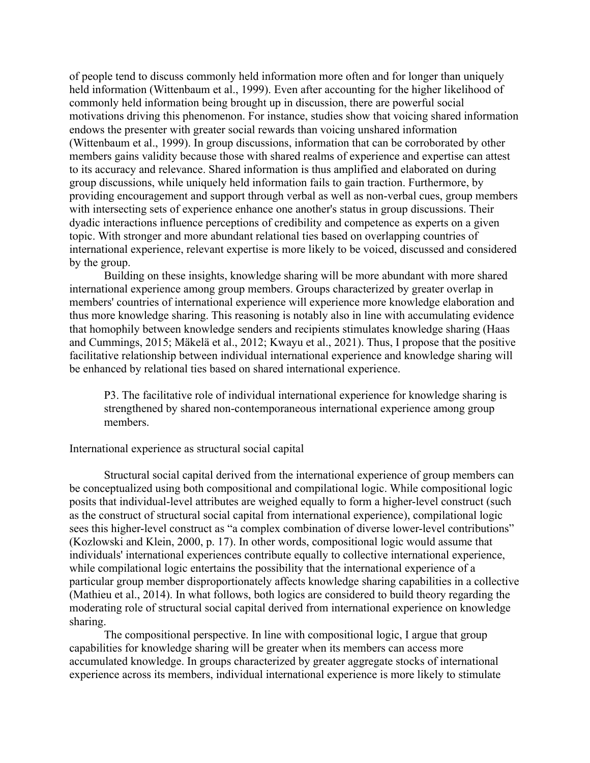of people tend to discuss commonly held information more often and for longer than uniquely held information (Wittenbaum et al., 1999). Even after accounting for the higher likelihood of commonly held information being brought up in discussion, there are powerful social motivations driving this phenomenon. For instance, studies show that voicing shared information endows the presenter with greater social rewards than voicing unshared information (Wittenbaum et al., 1999). In group discussions, information that can be corroborated by other members gains validity because those with shared realms of experience and expertise can attest to its accuracy and relevance. Shared information is thus amplified and elaborated on during group discussions, while uniquely held information fails to gain traction. Furthermore, by providing encouragement and support through verbal as well as non-verbal cues, group members with intersecting sets of experience enhance one another's status in group discussions. Their dyadic interactions influence perceptions of credibility and competence as experts on a given topic. With stronger and more abundant relational ties based on overlapping countries of international experience, relevant expertise is more likely to be voiced, discussed and considered by the group.

Building on these insights, knowledge sharing will be more abundant with more shared international experience among group members. Groups characterized by greater overlap in members' countries of international experience will experience more knowledge elaboration and thus more knowledge sharing. This reasoning is notably also in line with accumulating evidence that homophily between knowledge senders and recipients stimulates knowledge sharing (Haas and Cummings, 2015; Mäkelä et al., 2012; Kwayu et al., 2021). Thus, I propose that the positive facilitative relationship between individual international experience and knowledge sharing will be enhanced by relational ties based on shared international experience.

> P3. The facilitative role of individual international experience for knowledge sharing is strengthened by shared non-contemporaneous international experience among group members.

International experience as structural social capital

Structural social capital derived from the international experience of group members can be conceptualized using both compositional and compilational logic. While compositional logic posits that individual-level attributes are weighed equally to form a higher-level construct (such as the construct of structural social capital from international experience), compilational logic sees this higher-level construct as "a complex combination of diverse lower-level contributions" (Kozlowski and Klein, 2000, p. 17). In other words, compositional logic would assume that individuals' international experiences contribute equally to collective international experience, while compilational logic entertains the possibility that the international experience of a particular group member disproportionately affects knowledge sharing capabilities in a collective (Mathieu et al., 2014). In what follows, both logics are considered to build theory regarding the moderating role of structural social capital derived from international experience on knowledge sharing.

The compositional perspective. In line with compositional logic, I argue that group capabilities for knowledge sharing will be greater when its members can access more accumulated knowledge. In groups characterized by greater aggregate stocks of international experience across its members, individual international experience is more likely to stimulate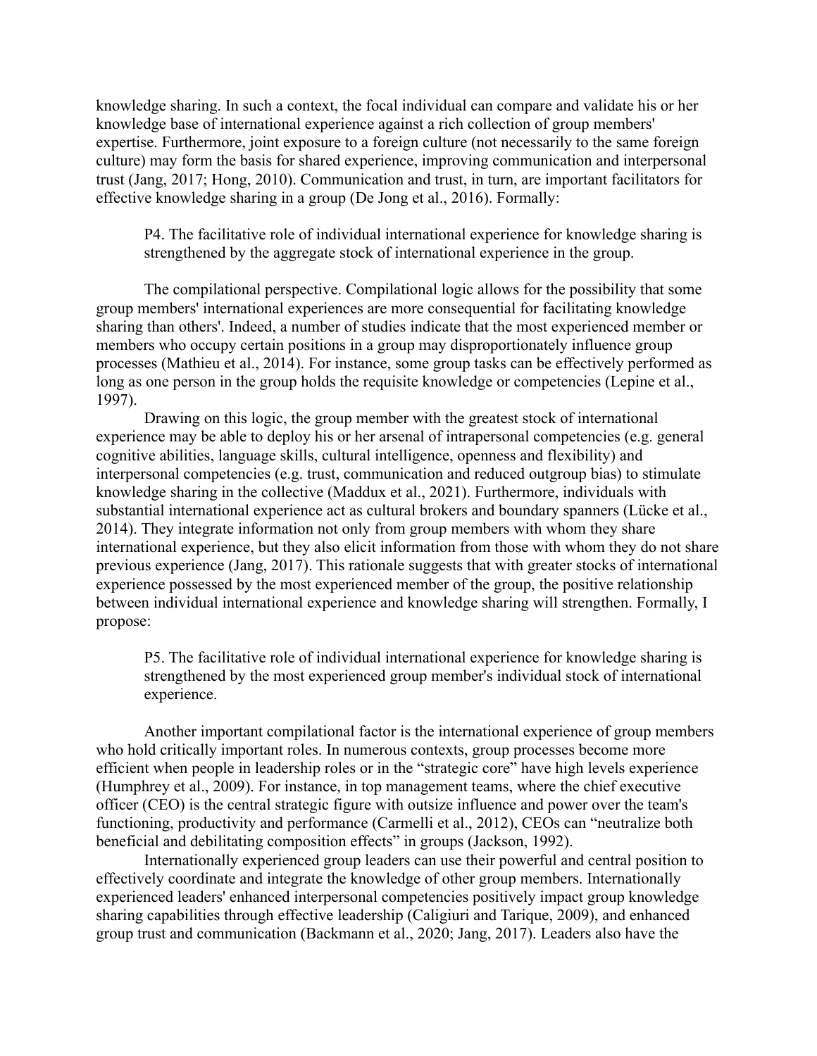knowledge sharing. In such a context, the focal individual can compare and validate his or her knowledge base of international experience against a rich collection of group members' expertise. Furthermore, joint exposure to a foreign culture (not necessarily to the same foreign culture) may form the basis for shared experience, improving communication and interpersonal trust (Jang, 2017; Hong, 2010). Communication and trust, in turn, are important facilitators for effective knowledge sharing in a group (De Jong et al., 2016). Formally:

> P4. The facilitative role of individual international experience for knowledge sharing is strengthened by the aggregate stock of international experience in the group.

The compilational perspective. Compilational logic allows for the possibility that some group members' international experiences are more consequential for facilitating knowledge sharing than others'. Indeed, a number of studies indicate that the most experienced member or members who occupy certain positions in a group may disproportionately influence group processes (Mathieu et al., 2014). For instance, some group tasks can be effectively performed as long as one person in the group holds the requisite knowledge or competencies (Lepine et al., 1997).

Drawing on this logic, the group member with the greatest stock of international experience may be able to deploy his or her arsenal of intrapersonal competencies (e.g. general cognitive abilities, language skills, cultural intelligence, openness and flexibility) and interpersonal competencies (e.g. trust, communication and reduced outgroup bias) to stimulate knowledge sharing in the collective (Maddux et al., 2021). Furthermore, individuals with substantial international experience act as cultural brokers and boundary spanners (Lücke et al., 2014). They integrate information not only from group members with whom they share international experience, but they also elicit information from those with whom they do not share previous experience (Jang, 2017). This rationale suggests that with greater stocks of international experience possessed by the most experienced member of the group, the positive relationship between individual international experience and knowledge sharing will strengthen. Formally, I propose:

> P5. The facilitative role of individual international experience for knowledge sharing is strengthened by the most experienced group member's individual stock of international experience.

Another important compilational factor is the international experience of group members who hold critically important roles. In numerous contexts, group processes become more efficient when people in leadership roles or in the "strategic core" have high levels experience (Humphrey et al., 2009). For instance, in top management teams, where the chief executive officer (CEO) is the central strategic figure with outsize influence and power over the team's functioning, productivity and performance (Carmelli et al., 2012), CEOs can "neutralize both beneficial and debilitating composition effects" in groups (Jackson, 1992).

Internationally experienced group leaders can use their powerful and central position to effectively coordinate and integrate the knowledge of other group members. Internationally experienced leaders' enhanced interpersonal competencies positively impact group knowledge sharing capabilities through effective leadership (Caligiuri and Tarique, 2009), and enhanced group trust and communication (Backmann et al., 2020; Jang, 2017). Leaders also have the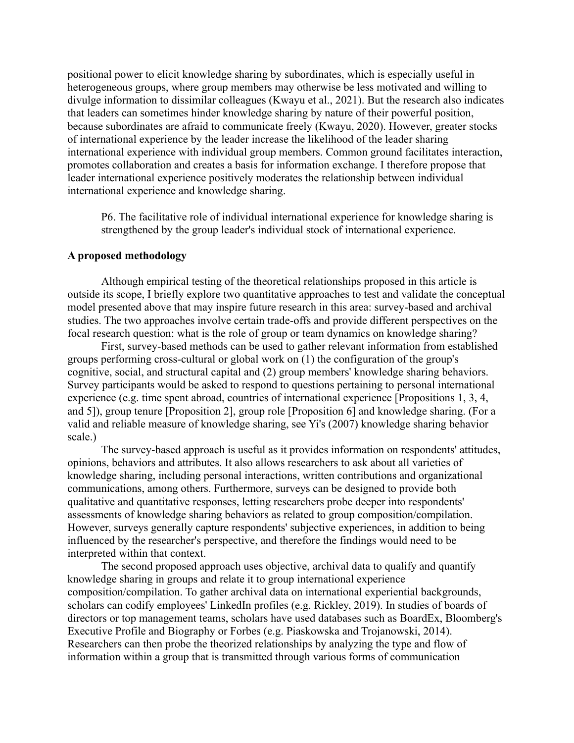positional power to elicit knowledge sharing by subordinates, which is especially useful in heterogeneous groups, where group members may otherwise be less motivated and willing to divulge information to dissimilar colleagues (Kwayu et al., 2021). But the research also indicates that leaders can sometimes hinder knowledge sharing by nature of their powerful position, because subordinates are afraid to communicate freely (Kwayu, 2020). However, greater stocks of international experience by the leader increase the likelihood of the leader sharing international experience with individual group members. Common ground facilitates interaction, promotes collaboration and creates a basis for information exchange. I therefore propose that leader international experience positively moderates the relationship between individual international experience and knowledge sharing.

> P6. The facilitative role of individual international experience for knowledge sharing is strengthened by the group leader's individual stock of international experience.

**A proposed methodology**

Although empirical testing of the theoretical relationships proposed in this article is outside its scope, I briefly explore two quantitative approaches to test and validate the conceptual model presented above that may inspire future research in this area: survey-based and archival studies. The two approaches involve certain trade-offs and provide different perspectives on the focal research question: what is the role of group or team dynamics on knowledge sharing?

First, survey-based methods can be used to gather relevant information from established groups performing cross-cultural or global work on (1) the configuration of the group's cognitive, social, and structural capital and (2) group members' knowledge sharing behaviors. Survey participants would be asked to respond to questions pertaining to personal international experience (e.g. time spent abroad, countries of international experience [Propositions 1, 3, 4, and 5]), group tenure [Proposition 2], group role [Proposition 6] and knowledge sharing. (For a valid and reliable measure of knowledge sharing, see Yi's (2007) knowledge sharing behavior scale.)

The survey-based approach is useful as it provides information on respondents' attitudes, opinions, behaviors and attributes. It also allows researchers to ask about all varieties of knowledge sharing, including personal interactions, written contributions and organizational communications, among others. Furthermore, surveys can be designed to provide both qualitative and quantitative responses, letting researchers probe deeper into respondents' assessments of knowledge sharing behaviors as related to group composition/compilation. However, surveys generally capture respondents' subjective experiences, in addition to being influenced by the researcher's perspective, and therefore the findings would need to be interpreted within that context.

The second proposed approach uses objective, archival data to qualify and quantify knowledge sharing in groups and relate it to group international experience composition/compilation. To gather archival data on international experiential backgrounds, scholars can codify employees' LinkedIn profiles (e.g. Rickley, 2019). In studies of boards of directors or top management teams, scholars have used databases such as BoardEx, Bloomberg's Executive Profile and Biography or Forbes (e.g. Piaskowska and Trojanowski, 2014). Researchers can then probe the theorized relationships by analyzing the type and flow of information within a group that is transmitted through various forms of communication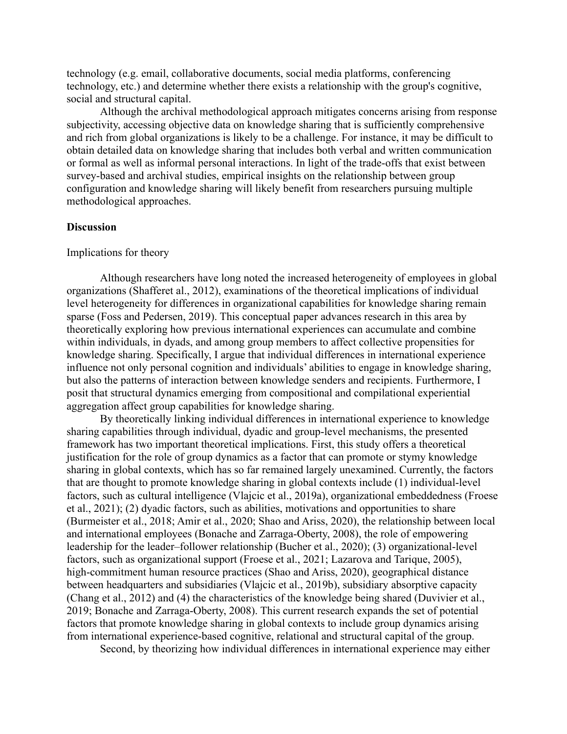technology (e.g. email, collaborative documents, social media platforms, conferencing technology, etc.) and determine whether there exists a relationship with the group's cognitive, social and structural capital.

Although the archival methodological approach mitigates concerns arising from response subjectivity, accessing objective data on knowledge sharing that is sufficiently comprehensive and rich from global organizations is likely to be a challenge. For instance, it may be difficult to obtain detailed data on knowledge sharing that includes both verbal and written communication or formal as well as informal personal interactions. In light of the trade-offs that exist between survey-based and archival studies, empirical insights on the relationship between group configuration and knowledge sharing will likely benefit from researchers pursuing multiple methodological approaches.

## Discussion

### Implications for theory

Although researchers have long noted the increased heterogeneity of employees in global organizations (Shafferet al., 2012), examinations of the theoretical implications of individual level heterogeneity for differences in organizational capabilities for knowledge sharing remain sparse (Foss and Pedersen, 2019). This conceptual paper advances research in this area by theoretically exploring how previous international experiences can accumulate and combine within individuals, in dyads, and among group members to affect collective propensities for knowledge sharing. Specifically, I argue that individual differences in international experience influence not only personal cognition and individuals' abilities to engage in knowledge sharing, but also the patterns of interaction between knowledge senders and recipients. Furthermore, I posit that structural dynamics emerging from compositional and compilational experiential aggregation affect group capabilities for knowledge sharing.

By theoretically linking individual differences in international experience to knowledge sharing capabilities through individual, dyadic and group-level mechanisms, the presented framework has two important theoretical implications. First, this study offers a theoretical justification for the role of group dynamics as a factor that can promote or stymy knowledge sharing in global contexts, which has so far remained largely unexamined. Currently, the factors that are thought to promote knowledge sharing in global contexts include (1) individual-level factors, such as cultural intelligence (Vlajcic et al., 2019a), organizational embeddedness (Froese et al., 2021); (2) dyadic factors, such as abilities, motivations and opportunities to share (Burmeister et al., 2018; Amir et al., 2020; Shao and Ariss, 2020), the relationship between local and international employees (Bonache and Zarraga-Oberty, 2008), the role of empowering leadership for the leader–follower relationship (Bucher et al., 2020); (3) organizational-level factors, such as organizational support (Froese et al., 2021; Lazarova and Tarique, 2005), high-commitment human resource practices (Shao and Ariss, 2020), geographical distance between headquarters and subsidiaries (Vlajcic et al., 2019b), subsidiary absorptive capacity (Chang et al., 2012) and (4) the characteristics of the knowledge being shared (Duvivier et al., 2019; Bonache and Zarraga-Oberty, 2008). This current research expands the set of potential factors that promote knowledge sharing in global contexts to include group dynamics arising from international experience-based cognitive, relational and structural capital of the group.

Second, by theorizing how individual differences in international experience may either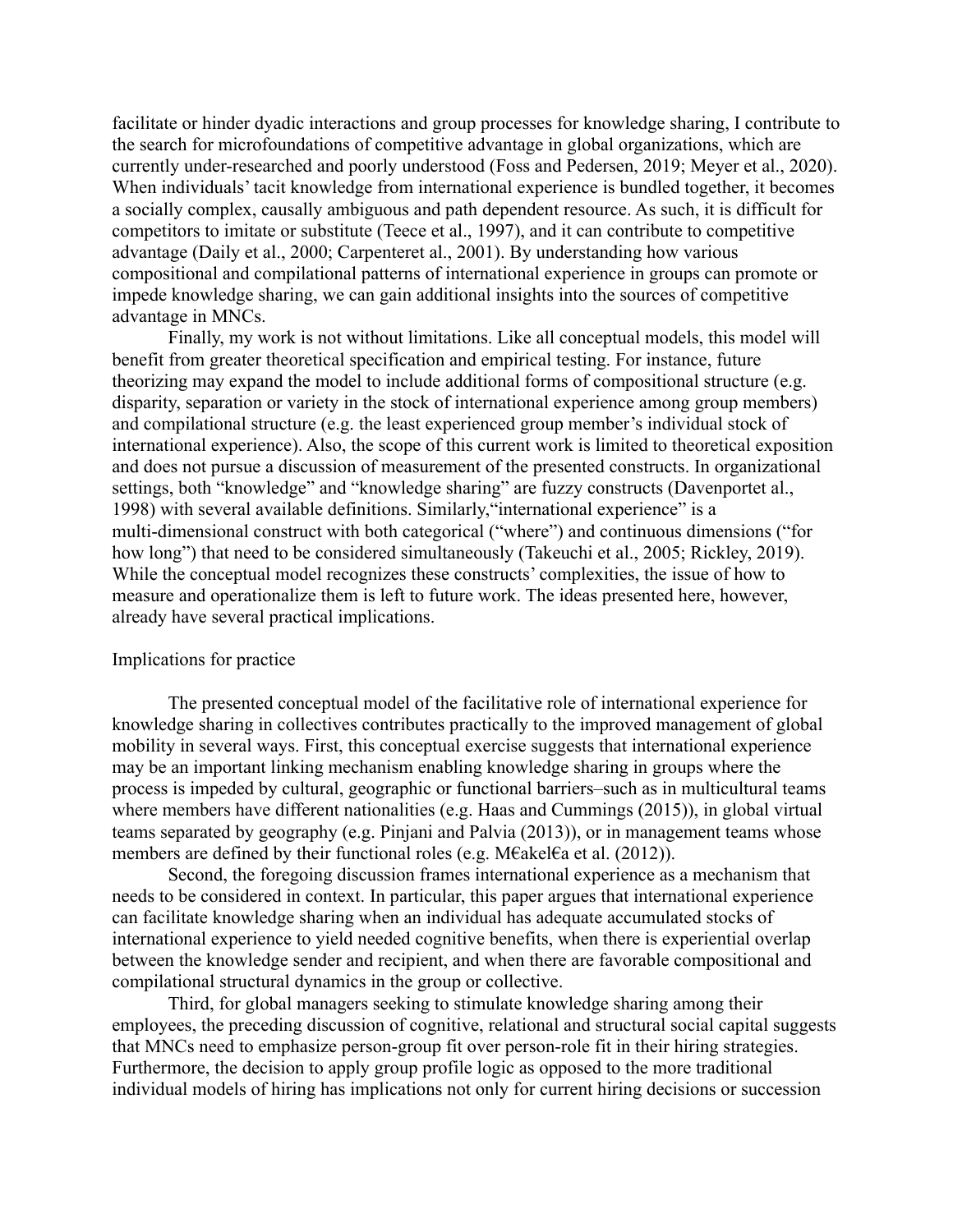facilitate or hinder dyadic interactions and group processes for knowledge sharing, I contribute to the search for microfoundations of competitive advantage in global organizations, which are currently under-researched and poorly understood (Foss and Pedersen, 2019; Meyer et al., 2020). When individuals' tacit knowledge from international experience is bundled together, it becomes a socially complex, causally ambiguous and path dependent resource. As such, it is difficult for competitors to imitate or substitute (Teece et al., 1997), and it can contribute to competitive advantage (Daily et al., 2000; Carpenteret al., 2001). By understanding how various compositional and compilational patterns of international experience in groups can promote or impede knowledge sharing, we can gain additional insights into the sources of competitive advantage in MNCs.

Finally, my work is not without limitations. Like all conceptual models, this model will benefit from greater theoretical specification and empirical testing. For instance, future theorizing may expand the model to include additional forms of compositional structure (e.g. disparity, separation or variety in the stock of international experience among group members) and compilational structure (e.g. the least experienced group member's individual stock of international experience). Also, the scope of this current work is limited to theoretical exposition and does not pursue a discussion of measurement of the presented constructs. In organizational settings, both "knowledge" and "knowledge sharing" are fuzzy constructs (Davenportet al., 1998) with several available definitions. Similarly,"international experience" is a multi-dimensional construct with both categorical ("where") and continuous dimensions ("for how long") that need to be considered simultaneously (Takeuchi et al., 2005; Rickley, 2019). While the conceptual model recognizes these constructs' complexities, the issue of how to measure and operationalize them is left to future work. The ideas presented here, however, already have several practical implications.

## Implications for practice

The presented conceptual model of the facilitative role of international experience for knowledge sharing in collectives contributes practically to the improved management of global mobility in several ways. First, this conceptual exercise suggests that international experience may be an important linking mechanism enabling knowledge sharing in groups where the process is impeded by cultural, geographic or functional barriers–such as in multicultural teams where members have different nationalities (e.g. Haas and Cummings (2015)), in global virtual teams separated by geography (e.g. Pinjani and Palvia (2013)), or in management teams whose members are defined by their functional roles (e.g. M€akel€a et al. (2012)).

Second, the foregoing discussion frames international experience as a mechanism that needs to be considered in context. In particular, this paper argues that international experience can facilitate knowledge sharing when an individual has adequate accumulated stocks of international experience to yield needed cognitive benefits, when there is experiential overlap between the knowledge sender and recipient, and when there are favorable compositional and compilational structural dynamics in the group or collective.

Third, for global managers seeking to stimulate knowledge sharing among their employees, the preceding discussion of cognitive, relational and structural social capital suggests that MNCs need to emphasize person-group fit over person-role fit in their hiring strategies. Furthermore, the decision to apply group profile logic as opposed to the more traditional individual models of hiring has implications not only for current hiring decisions or succession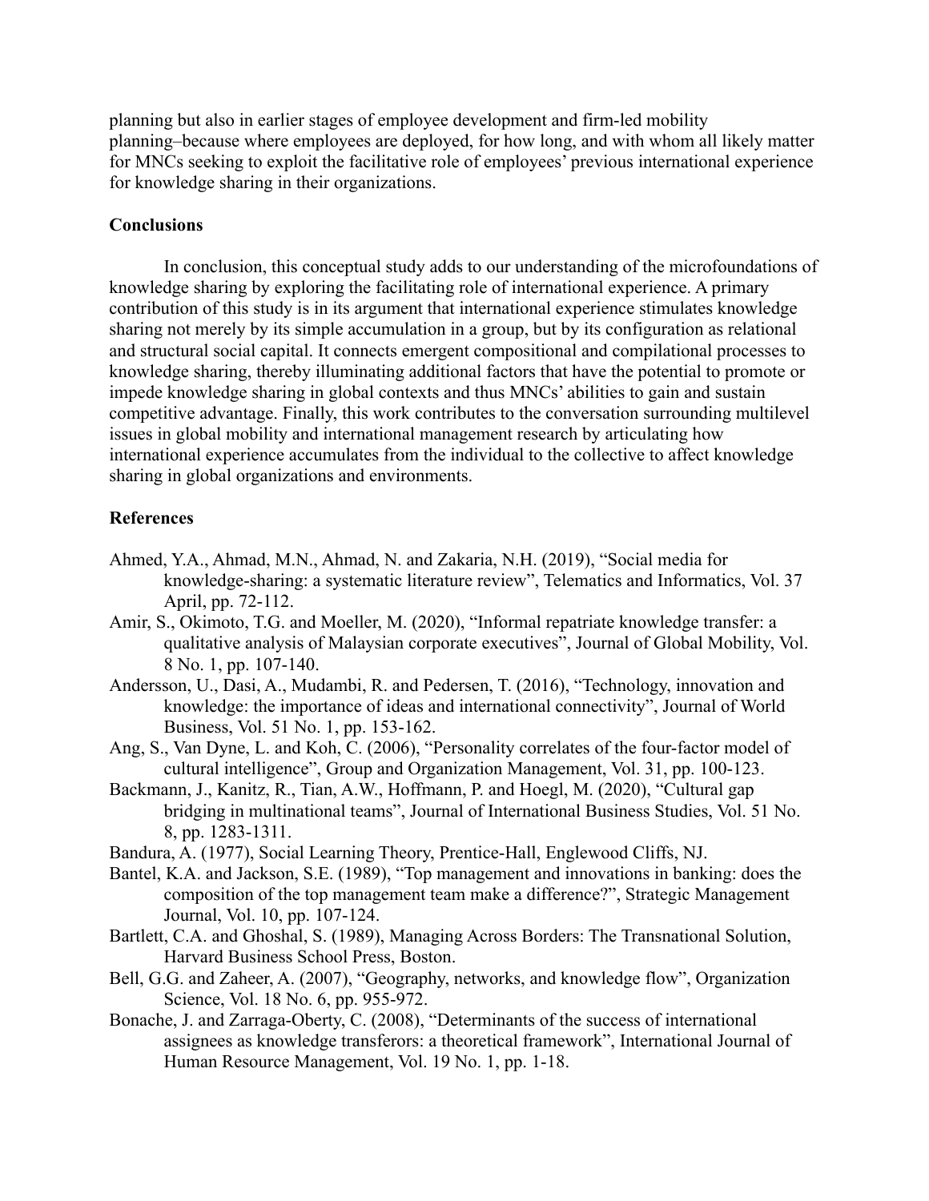planning but also in earlier stages of employee development and firm-led mobility planning–because where employees are deployed, for how long, and with whom all likely matter for MNCs seeking to exploit the facilitative role of employees' previous international experience for knowledge sharing in their organizations.

## Conclusions

In conclusion, this conceptual study adds to our understanding of the microfoundations of knowledge sharing by exploring the facilitating role of international experience. A primary contribution of this study is in its argument that international experience stimulates knowledge sharing not merely by its simple accumulation in a group, but by its configuration as relational and structural social capital. It connects emergent compositional and compilational processes to knowledge sharing, thereby illuminating additional factors that have the potential to promote or impede knowledge sharing in global contexts and thus MNCs' abilities to gain and sustain competitive advantage. Finally, this work contributes to the conversation surrounding multilevel issues in global mobility and international management research by articulating how international experience accumulates from the individual to the collective to affect knowledge sharing in global organizations and environments.

## References

Ahmed, Y.A., Ahmad, M.N., Ahmad, N. and Zakaria, N.H. (2019), "Social media for knowledge-sharing: a systematic literature review", Telematics and Informatics, Vol. 37 April, pp. 72-112.

Amir, S., Okimoto, T.G. and Moeller, M. (2020), "Informal repatriate knowledge transfer: a qualitative analysis of Malaysian corporate executives", Journal of Global Mobility, Vol. 8 No. 1, pp. 107-140.

Andersson, U., Dasi, A., Mudambi, R. and Pedersen, T. (2016), "Technology, innovation and knowledge: the importance of ideas and international connectivity", Journal of World Business, Vol. 51 No. 1, pp. 153-162.

Ang, S., Van Dyne, L. and Koh, C. (2006), "Personality correlates of the four-factor model of cultural intelligence", Group and Organization Management, Vol. 31, pp. 100-123.

Backmann, J., Kanitz, R., Tian, A.W., Hoffmann, P. and Hoegl, M. (2020), "Cultural gap bridging in multinational teams", Journal of International Business Studies, Vol. 51 No. 8, pp. 1283-1311.

Bandura, A. (1977), Social Learning Theory, Prentice-Hall, Englewood Cliffs, NJ.

Bantel, K.A. and Jackson, S.E. (1989), "Top management and innovations in banking: does the composition of the top management team make a difference?", Strategic Management Journal, Vol. 10, pp. 107-124.

Bartlett, C.A. and Ghoshal, S. (1989), Managing Across Borders: The Transnational Solution, Harvard Business School Press, Boston.

Bell, G.G. and Zaheer, A. (2007), "Geography, networks, and knowledge flow", Organization Science, Vol. 18 No. 6, pp. 955-972.

Bonache, J. and Zarraga-Oberty, C. (2008), "Determinants of the success of international assignees as knowledge transferors: a theoretical framework", International Journal of Human Resource Management, Vol. 19 No. 1, pp. 1-18.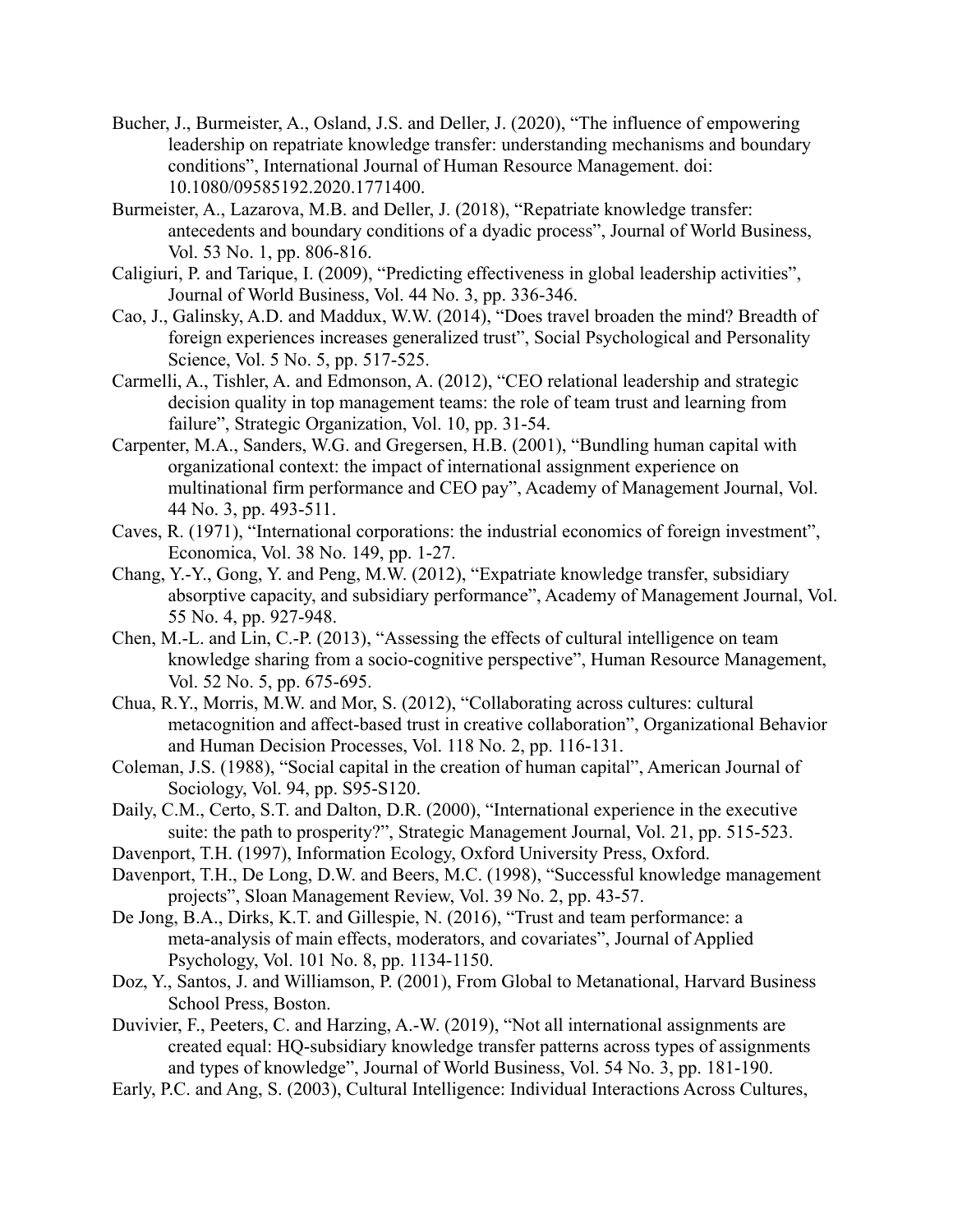Bucher, J., Burmeister, A., Osland, J.S. and Deller, J. (2020), "The influence of empowering leadership on repatriate knowledge transfer: understanding mechanisms and boundary conditions", International Journal of Human Resource Management. doi: 10.1080/09585192.2020.1771400.

Burmeister, A., Lazarova, M.B. and Deller, J. (2018), "Repatriate knowledge transfer: antecedents and boundary conditions of a dyadic process", Journal of World Business, Vol. 53 No. 1, pp. 806-816.

Caligiuri, P. and Tarique, I. (2009), "Predicting effectiveness in global leadership activities", Journal of World Business, Vol. 44 No. 3, pp. 336-346.

Cao, J., Galinsky, A.D. and Maddux, W.W. (2014), "Does travel broaden the mind? Breadth of foreign experiences increases generalized trust", Social Psychological and Personality Science, Vol. 5 No. 5, pp. 517-525.

Carmelli, A., Tishler, A. and Edmonson, A. (2012), "CEO relational leadership and strategic decision quality in top management teams: the role of team trust and learning from failure", Strategic Organization, Vol. 10, pp. 31-54.

Carpenter, M.A., Sanders, W.G. and Gregersen, H.B. (2001), "Bundling human capital with organizational context: the impact of international assignment experience on multinational firm performance and CEO pay", Academy of Management Journal, Vol. 44 No. 3, pp. 493-511.

Caves, R. (1971), "International corporations: the industrial economics of foreign investment", Economica, Vol. 38 No. 149, pp. 1-27.

Chang, Y.-Y., Gong, Y. and Peng, M.W. (2012), "Expatriate knowledge transfer, subsidiary absorptive capacity, and subsidiary performance", Academy of Management Journal, Vol. 55 No. 4, pp. 927-948.

Chen, M.-L. and Lin, C.-P. (2013), "Assessing the effects of cultural intelligence on team knowledge sharing from a socio-cognitive perspective", Human Resource Management, Vol. 52 No. 5, pp. 675-695.

Chua, R.Y., Morris, M.W. and Mor, S. (2012), "Collaborating across cultures: cultural metacognition and affect-based trust in creative collaboration", Organizational Behavior and Human Decision Processes, Vol. 118 No. 2, pp. 116-131.

Coleman, J.S. (1988), "Social capital in the creation of human capital", American Journal of Sociology, Vol. 94, pp. S95-S120.

Daily, C.M., Certo, S.T. and Dalton, D.R. (2000), "International experience in the executive suite: the path to prosperity?", Strategic Management Journal, Vol. 21, pp. 515-523.

Davenport, T.H. (1997), Information Ecology, Oxford University Press, Oxford.

Davenport, T.H., De Long, D.W. and Beers, M.C. (1998), "Successful knowledge management projects", Sloan Management Review, Vol. 39 No. 2, pp. 43-57.

De Jong, B.A., Dirks, K.T. and Gillespie, N. (2016), "Trust and team performance: a meta-analysis of main effects, moderators, and covariates", Journal of Applied Psychology, Vol. 101 No. 8, pp. 1134-1150.

Doz, Y., Santos, J. and Williamson, P. (2001), From Global to Metanational, Harvard Business School Press, Boston.

Duvivier, F., Peeters, C. and Harzing, A.-W. (2019), "Not all international assignments are created equal: HQ-subsidiary knowledge transfer patterns across types of assignments and types of knowledge", Journal of World Business, Vol. 54 No. 3, pp. 181-190.

Early, P.C. and Ang, S. (2003), Cultural Intelligence: Individual Interactions Across Cultures,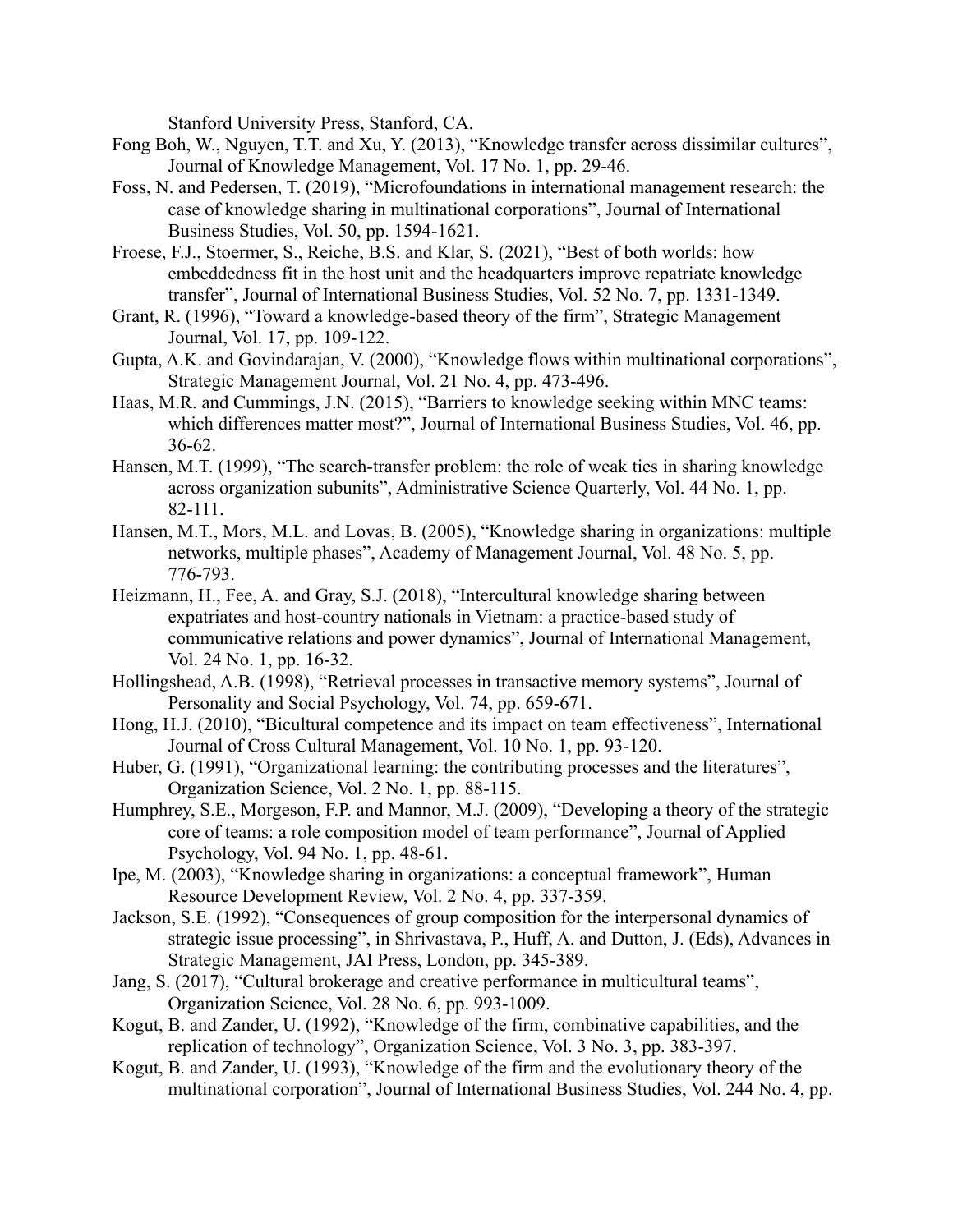Stanford University Press, Stanford, CA.

Fong Boh, W., Nguyen, T.T. and Xu, Y. (2013), "Knowledge transfer across dissimilar cultures", Journal of Knowledge Management, Vol. 17 No. 1, pp. 29-46.

Foss, N. and Pedersen, T. (2019), "Microfoundations in international management research: the case of knowledge sharing in multinational corporations", Journal of International Business Studies, Vol. 50, pp. 1594-1621.

Froese, F.J., Stoermer, S., Reiche, B.S. and Klar, S. (2021), "Best of both worlds: how embeddedness fit in the host unit and the headquarters improve repatriate knowledge transfer", Journal of International Business Studies, Vol. 52 No. 7, pp. 1331-1349.

Grant, R. (1996), "Toward a knowledge-based theory of the firm", Strategic Management Journal, Vol. 17, pp. 109-122.

Gupta, A.K. and Govindarajan, V. (2000), "Knowledge flows within multinational corporations", Strategic Management Journal, Vol. 21 No. 4, pp. 473-496.

Haas, M.R. and Cummings, J.N. (2015), "Barriers to knowledge seeking within MNC teams: which differences matter most?", Journal of International Business Studies, Vol. 46, pp. 36-62.

Hansen, M.T. (1999), "The search-transfer problem: the role of weak ties in sharing knowledge across organization subunits", Administrative Science Quarterly, Vol. 44 No. 1, pp. 82-111.

Hansen, M.T., Mors, M.L. and Lovas, B. (2005), "Knowledge sharing in organizations: multiple networks, multiple phases", Academy of Management Journal, Vol. 48 No. 5, pp. 776-793.

Heizmann, H., Fee, A. and Gray, S.J. (2018), "Intercultural knowledge sharing between expatriates and host-country nationals in Vietnam: a practice-based study of communicative relations and power dynamics", Journal of International Management, Vol. 24 No. 1, pp. 16-32.

Hollingshead, A.B. (1998), "Retrieval processes in transactive memory systems", Journal of Personality and Social Psychology, Vol. 74, pp. 659-671.

Hong, H.J. (2010), "Bicultural competence and its impact on team effectiveness", International Journal of Cross Cultural Management, Vol. 10 No. 1, pp. 93-120.

Huber, G. (1991), "Organizational learning: the contributing processes and the literatures", Organization Science, Vol. 2 No. 1, pp. 88-115.

Humphrey, S.E., Morgeson, F.P. and Mannor, M.J. (2009), "Developing a theory of the strategic core of teams: a role composition model of team performance", Journal of Applied Psychology, Vol. 94 No. 1, pp. 48-61.

Ipe, M. (2003), "Knowledge sharing in organizations: a conceptual framework", Human Resource Development Review, Vol. 2 No. 4, pp. 337-359.

Jackson, S.E. (1992), "Consequences of group composition for the interpersonal dynamics of strategic issue processing", in Shrivastava, P., Huff, A. and Dutton, J. (Eds), Advances in Strategic Management, JAI Press, London, pp. 345-389.

Jang, S. (2017), "Cultural brokerage and creative performance in multicultural teams", Organization Science, Vol. 28 No. 6, pp. 993-1009.

Kogut, B. and Zander, U. (1992), "Knowledge of the firm, combinative capabilities, and the replication of technology", Organization Science, Vol. 3 No. 3, pp. 383-397.

Kogut, B. and Zander, U. (1993), "Knowledge of the firm and the evolutionary theory of the multinational corporation", Journal of International Business Studies, Vol. 244 No. 4, pp.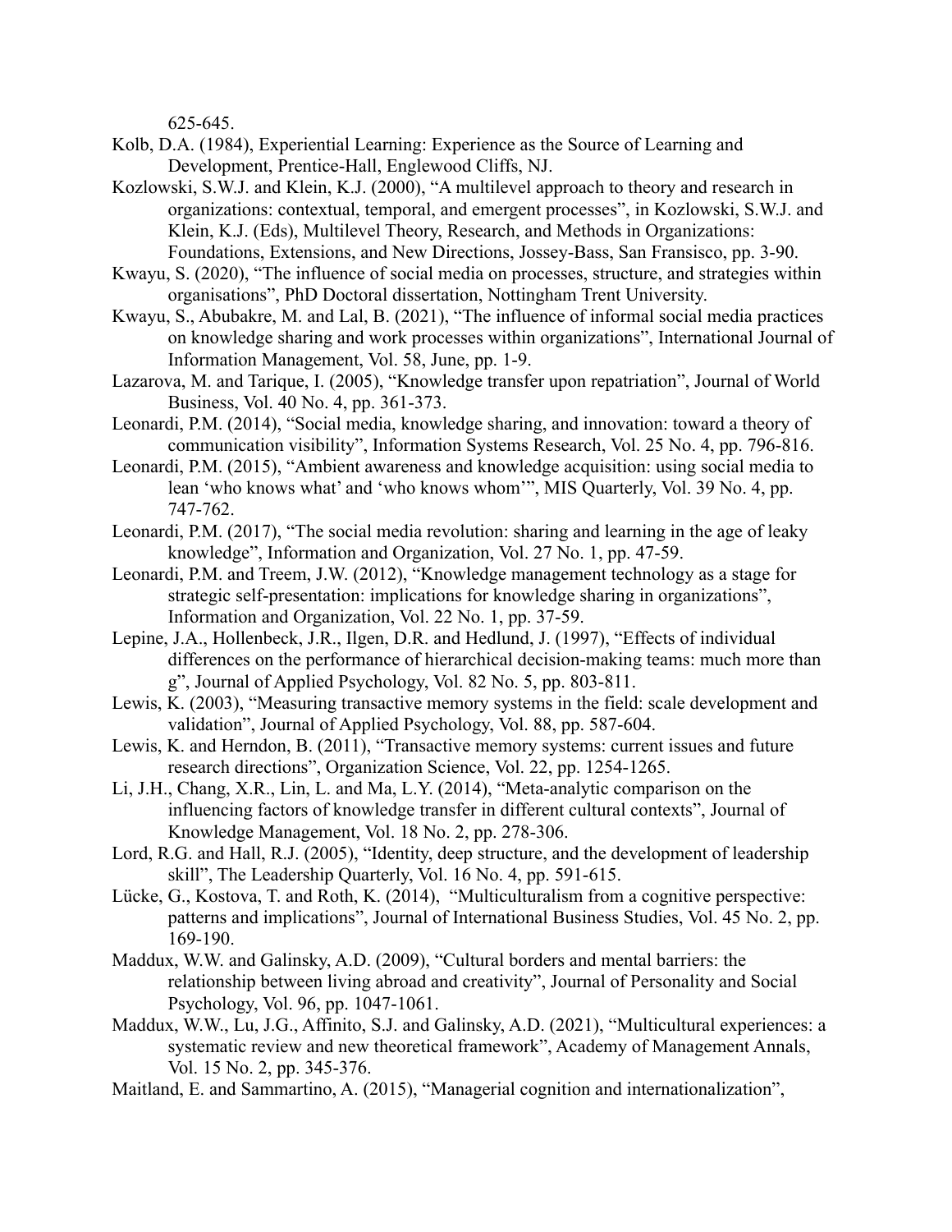625-645.

Kolb, D.A. (1984), Experiential Learning: Experience as the Source of Learning and Development, Prentice-Hall, Englewood Cliffs, NJ.

Kozlowski, S.W.J. and Klein, K.J. (2000), “A multilevel approach to theory and research in organizations: contextual, temporal, and emergent processes”, in Kozlowski, S.W.J. and Klein, K.J. (Eds), Multilevel Theory, Research, and Methods in Organizations: Foundations, Extensions, and New Directions, Jossey-Bass, San Fransisco, pp. 3-90.

Kwayu, S. (2020), “The influence of social media on processes, structure, and strategies within organisations”, PhD Doctoral dissertation, Nottingham Trent University.

Kwayu, S., Abubakre, M. and Lal, B. (2021), “The influence of informal social media practices on knowledge sharing and work processes within organizations”, International Journal of Information Management, Vol. 58, June, pp. 1-9.

Lazarova, M. and Tarique, I. (2005), “Knowledge transfer upon repatriation”, Journal of World Business, Vol. 40 No. 4, pp. 361-373.

Leonardi, P.M. (2014), “Social media, knowledge sharing, and innovation: toward a theory of communication visibility”, Information Systems Research, Vol. 25 No. 4, pp. 796-816.

Leonardi, P.M. (2015), “Ambient awareness and knowledge acquisition: using social media to lean ‘who knows what’ and ‘who knows whom’”, MIS Quarterly, Vol. 39 No. 4, pp. 747-762.

Leonardi, P.M. (2017), “The social media revolution: sharing and learning in the age of leaky knowledge”, Information and Organization, Vol. 27 No. 1, pp. 47-59.

Leonardi, P.M. and Treem, J.W. (2012), “Knowledge management technology as a stage for strategic self-presentation: implications for knowledge sharing in organizations”, Information and Organization, Vol. 22 No. 1, pp. 37-59.

Lepine, J.A., Hollenbeck, J.R., Ilgen, D.R. and Hedlund, J. (1997), “Effects of individual differences on the performance of hierarchical decision-making teams: much more than g”, Journal of Applied Psychology, Vol. 82 No. 5, pp. 803-811.

Lewis, K. (2003), “Measuring transactive memory systems in the field: scale development and validation”, Journal of Applied Psychology, Vol. 88, pp. 587-604.

Lewis, K. and Herndon, B. (2011), “Transactive memory systems: current issues and future research directions”, Organization Science, Vol. 22, pp. 1254-1265.

Li, J.H., Chang, X.R., Lin, L. and Ma, L.Y. (2014), “Meta-analytic comparison on the influencing factors of knowledge transfer in different cultural contexts”, Journal of Knowledge Management, Vol. 18 No. 2, pp. 278-306.

Lord, R.G. and Hall, R.J. (2005), “Identity, deep structure, and the development of leadership skill”, The Leadership Quarterly, Vol. 16 No. 4, pp. 591-615.

Lücke, G., Kostova, T. and Roth, K. (2014), “Multiculturalism from a cognitive perspective: patterns and implications”, Journal of International Business Studies, Vol. 45 No. 2, pp. 169-190.

Maddux, W.W. and Galinsky, A.D. (2009), “Cultural borders and mental barriers: the relationship between living abroad and creativity”, Journal of Personality and Social Psychology, Vol. 96, pp. 1047-1061.

Maddux, W.W., Lu, J.G., Affinito, S.J. and Galinsky, A.D. (2021), “Multicultural experiences: a systematic review and new theoretical framework”, Academy of Management Annals, Vol. 15 No. 2, pp. 345-376.

Maitland, E. and Sammartino, A. (2015), “Managerial cognition and internationalization”,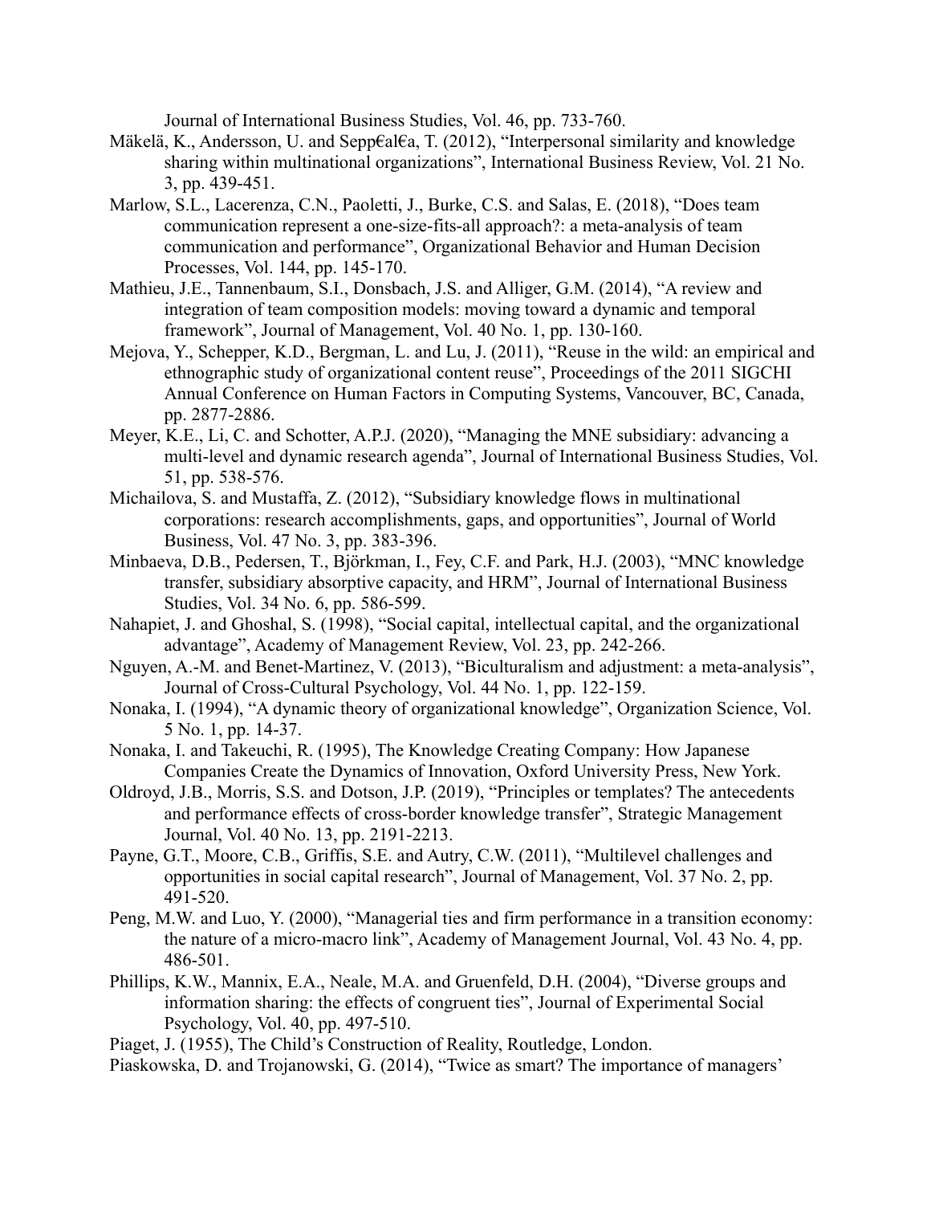Journal of International Business Studies, Vol. 46, pp. 733-760.

Mäkelä, K., Andersson, U. and Sepp€al€a, T. (2012), “Interpersonal similarity and knowledge sharing within multinational organizations”, International Business Review, Vol. 21 No. 3, pp. 439-451.

Marlow, S.L., Lacerenza, C.N., Paoletti, J., Burke, C.S. and Salas, E. (2018), “Does team communication represent a one-size-fits-all approach?: a meta-analysis of team communication and performance”, Organizational Behavior and Human Decision Processes, Vol. 144, pp. 145-170.

Mathieu, J.E., Tannenbaum, S.I., Donsbach, J.S. and Alliger, G.M. (2014), “A review and integration of team composition models: moving toward a dynamic and temporal framework”, Journal of Management, Vol. 40 No. 1, pp. 130-160.

Mejova, Y., Schepper, K.D., Bergman, L. and Lu, J. (2011), “Reuse in the wild: an empirical and ethnographic study of organizational content reuse”, Proceedings of the 2011 SIGCHI Annual Conference on Human Factors in Computing Systems, Vancouver, BC, Canada, pp. 2877-2886.

Meyer, K.E., Li, C. and Schotter, A.P.J. (2020), “Managing the MNE subsidiary: advancing a multi-level and dynamic research agenda”, Journal of International Business Studies, Vol. 51, pp. 538-576.

Michailova, S. and Mustaffa, Z. (2012), “Subsidiary knowledge flows in multinational corporations: research accomplishments, gaps, and opportunities”, Journal of World Business, Vol. 47 No. 3, pp. 383-396.

Minbaeva, D.B., Pedersen, T., Björkman, I., Fey, C.F. and Park, H.J. (2003), “MNC knowledge transfer, subsidiary absorptive capacity, and HRM”, Journal of International Business Studies, Vol. 34 No. 6, pp. 586-599.

Nahapiet, J. and Ghoshal, S. (1998), “Social capital, intellectual capital, and the organizational advantage”, Academy of Management Review, Vol. 23, pp. 242-266.

Nguyen, A.-M. and Benet-Martinez, V. (2013), “Biculturalism and adjustment: a meta-analysis”, Journal of Cross-Cultural Psychology, Vol. 44 No. 1, pp. 122-159.

Nonaka, I. (1994), “A dynamic theory of organizational knowledge”, Organization Science, Vol. 5 No. 1, pp. 14-37.

Nonaka, I. and Takeuchi, R. (1995), The Knowledge Creating Company: How Japanese Companies Create the Dynamics of Innovation, Oxford University Press, New York.

Oldroyd, J.B., Morris, S.S. and Dotson, J.P. (2019), “Principles or templates? The antecedents and performance effects of cross-border knowledge transfer”, Strategic Management Journal, Vol. 40 No. 13, pp. 2191-2213.

Payne, G.T., Moore, C.B., Griffis, S.E. and Autry, C.W. (2011), “Multilevel challenges and opportunities in social capital research”, Journal of Management, Vol. 37 No. 2, pp. 491-520.

Peng, M.W. and Luo, Y. (2000), “Managerial ties and firm performance in a transition economy: the nature of a micro-macro link”, Academy of Management Journal, Vol. 43 No. 4, pp. 486-501.

Phillips, K.W., Mannix, E.A., Neale, M.A. and Gruenfeld, D.H. (2004), “Diverse groups and information sharing: the effects of congruent ties”, Journal of Experimental Social Psychology, Vol. 40, pp. 497-510.

Piaget, J. (1955), The Child’s Construction of Reality, Routledge, London.

Piaskowska, D. and Trojanowski, G. (2014), “Twice as smart? The importance of managers’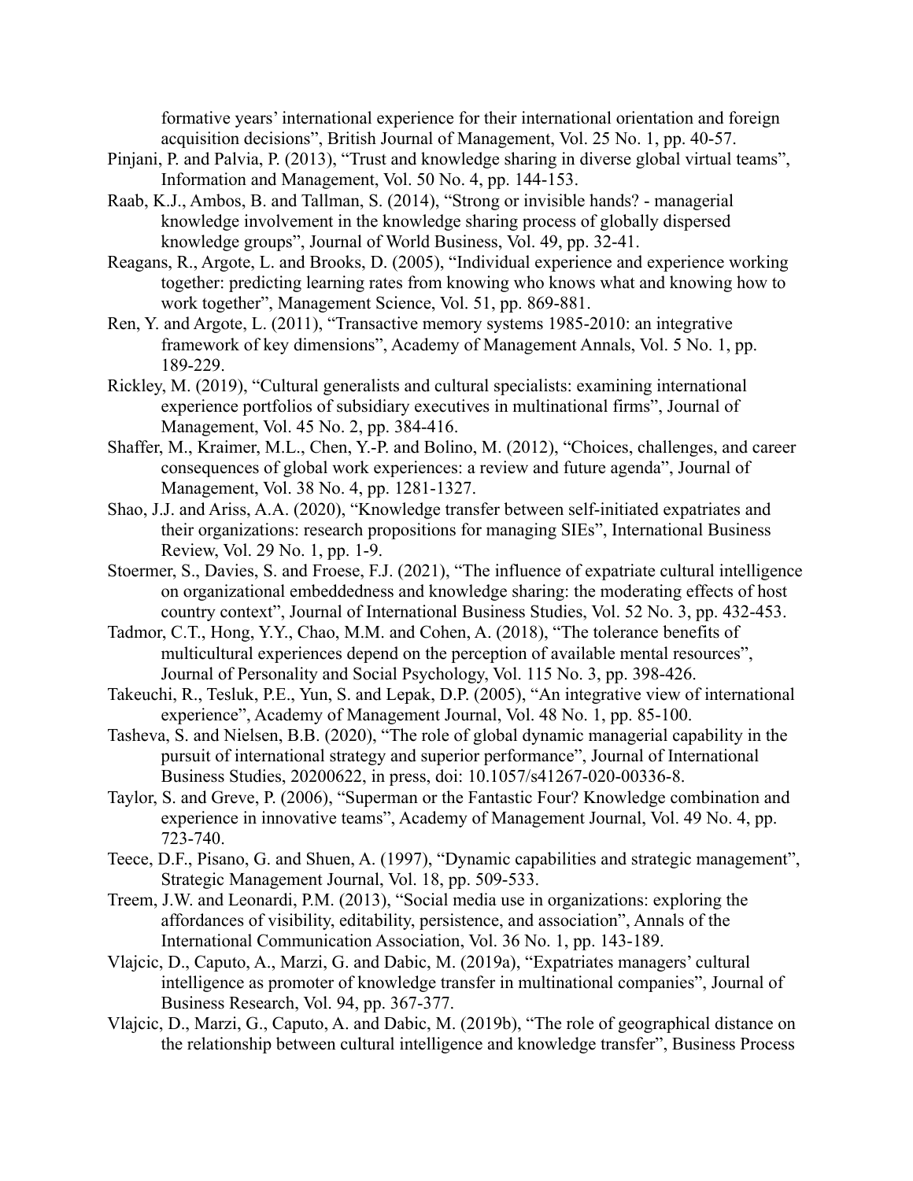formative years' international experience for their international orientation and foreign acquisition decisions", British Journal of Management, Vol. 25 No. 1, pp. 40-57.

Pinjani, P. and Palvia, P. (2013), "Trust and knowledge sharing in diverse global virtual teams", Information and Management, Vol. 50 No. 4, pp. 144-153.

Raab, K.J., Ambos, B. and Tallman, S. (2014), "Strong or invisible hands? - managerial knowledge involvement in the knowledge sharing process of globally dispersed knowledge groups", Journal of World Business, Vol. 49, pp. 32-41.

Reagans, R., Argote, L. and Brooks, D. (2005), "Individual experience and experience working together: predicting learning rates from knowing who knows what and knowing how to work together", Management Science, Vol. 51, pp. 869-881.

Ren, Y. and Argote, L. (2011), "Transactive memory systems 1985-2010: an integrative framework of key dimensions", Academy of Management Annals, Vol. 5 No. 1, pp. 189-229.

Rickley, M. (2019), "Cultural generalists and cultural specialists: examining international experience portfolios of subsidiary executives in multinational firms", Journal of Management, Vol. 45 No. 2, pp. 384-416.

Shaffer, M., Kraimer, M.L., Chen, Y.-P. and Bolino, M. (2012), "Choices, challenges, and career consequences of global work experiences: a review and future agenda", Journal of Management, Vol. 38 No. 4, pp. 1281-1327.

Shao, J.J. and Ariss, A.A. (2020), "Knowledge transfer between self-initiated expatriates and their organizations: research propositions for managing SIEs", International Business Review, Vol. 29 No. 1, pp. 1-9.

Stoermer, S., Davies, S. and Froese, F.J. (2021), "The influence of expatriate cultural intelligence on organizational embeddedness and knowledge sharing: the moderating effects of host country context", Journal of International Business Studies, Vol. 52 No. 3, pp. 432-453.

Tadmor, C.T., Hong, Y.Y., Chao, M.M. and Cohen, A. (2018), "The tolerance benefits of multicultural experiences depend on the perception of available mental resources", Journal of Personality and Social Psychology, Vol. 115 No. 3, pp. 398-426.

Takeuchi, R., Tesluk, P.E., Yun, S. and Lepak, D.P. (2005), "An integrative view of international experience", Academy of Management Journal, Vol. 48 No. 1, pp. 85-100.

Tasheva, S. and Nielsen, B.B. (2020), "The role of global dynamic managerial capability in the pursuit of international strategy and superior performance", Journal of International Business Studies, 20200622, in press, doi: 10.1057/s41267-020-00336-8.

Taylor, S. and Greve, P. (2006), "Superman or the Fantastic Four? Knowledge combination and experience in innovative teams", Academy of Management Journal, Vol. 49 No. 4, pp. 723-740.

Teece, D.F., Pisano, G. and Shuen, A. (1997), "Dynamic capabilities and strategic management", Strategic Management Journal, Vol. 18, pp. 509-533.

Treem, J.W. and Leonardi, P.M. (2013), "Social media use in organizations: exploring the affordances of visibility, editability, persistence, and association", Annals of the International Communication Association, Vol. 36 No. 1, pp. 143-189.

Vlajcic, D., Caputo, A., Marzi, G. and Dabic, M. (2019a), "Expatriates managers' cultural intelligence as promoter of knowledge transfer in multinational companies", Journal of Business Research, Vol. 94, pp. 367-377.

Vlajcic, D., Marzi, G., Caputo, A. and Dabic, M. (2019b), "The role of geographical distance on the relationship between cultural intelligence and knowledge transfer", Business Process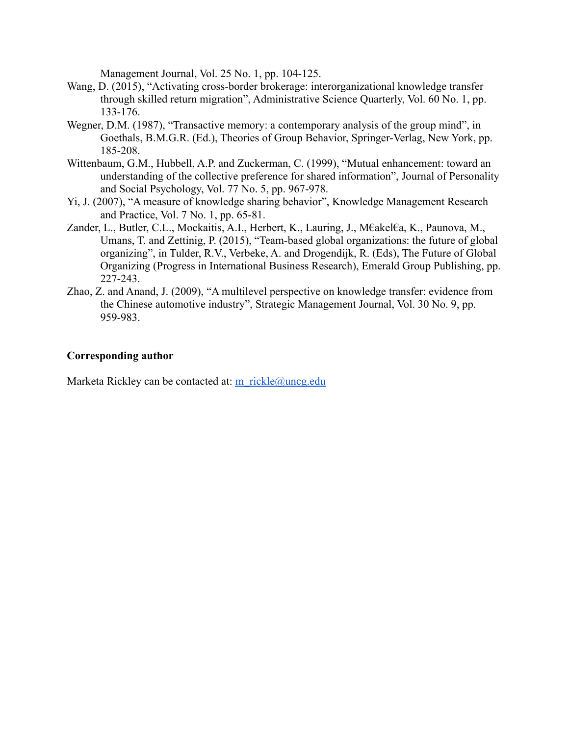Management Journal, Vol. 25 No. 1, pp. 104-125.

Wang, D. (2015), “Activating cross-border brokerage: interorganizational knowledge transfer through skilled return migration”, Administrative Science Quarterly, Vol. 60 No. 1, pp. 133-176.

Wegner, D.M. (1987), “Transactive memory: a contemporary analysis of the group mind”, in Goethals, B.M.G.R. (Ed.), Theories of Group Behavior, Springer-Verlag, New York, pp. 185-208.

Wittenbaum, G.M., Hubbell, A.P. and Zuckerman, C. (1999), “Mutual enhancement: toward an understanding of the collective preference for shared information”, Journal of Personality and Social Psychology, Vol. 77 No. 5, pp. 967-978.

Yi, J. (2007), “A measure of knowledge sharing behavior”, Knowledge Management Research and Practice, Vol. 7 No. 1, pp. 65-81.

Zander, L., Butler, C.L., Mockaitis, A.I., Herbert, K., Lauring, J., M€akel€a, K., Paunova, M., Umans, T. and Zettinig, P. (2015), “Team-based global organizations: the future of global organizing”, in Tulder, R.V., Verbeke, A. and Drogendijk, R. (Eds), The Future of Global Organizing (Progress in International Business Research), Emerald Group Publishing, pp. 227-243.

Zhao, Z. and Anand, J. (2009), “A multilevel perspective on knowledge transfer: evidence from the Chinese automotive industry”, Strategic Management Journal, Vol. 30 No. 9, pp. 959-983.

**Corresponding author**

Marketa Rickley can be contacted at: m_rickle@uncg.edu